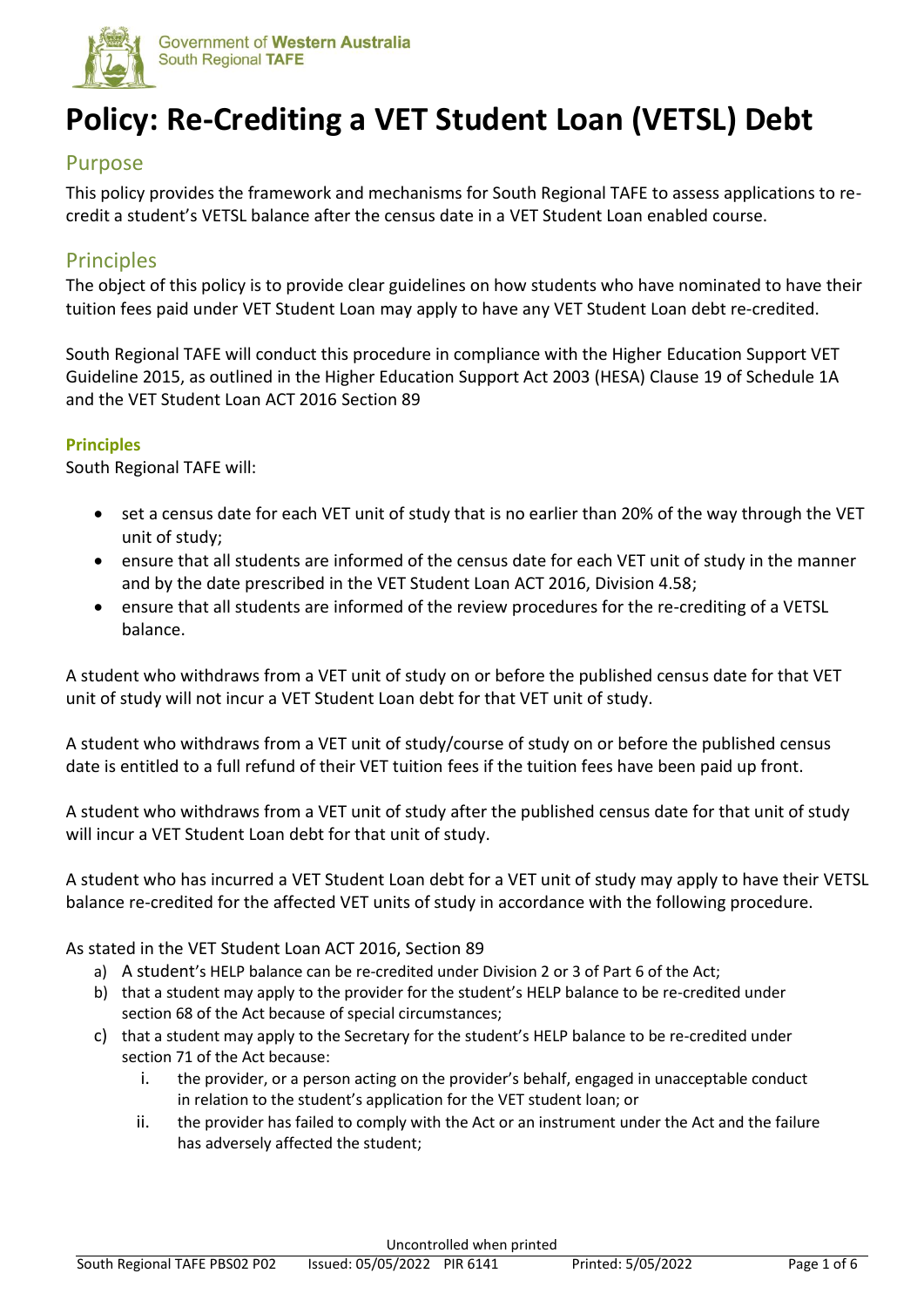# Policy: Re-Crediting a VET Student Loan (VETSL) Debt

## Purpose

This policy provides the framework and mechanisms for South Regional TAFE to assess applications to re-credit a student's VETSL balance after the census date in a VET Student Loan enabled course.

## Principles

The object of this policy is to provide clear guidelines on how students who have nominated to have their tuition fees paid under VET Student Loan may apply to have any VET Student Loan debt re-credited.

South Regional TAFE will conduct this procedure in compliance with the Higher Education Support VET Guideline 2015, as outlined in the Higher Education Support Act 2003 (HESA) Clause 19 of Schedule 1A and the VET Student Loan ACT 2016 Section 89

### Principles

South Regional TAFE will:

- set a census date for each VET unit of study that is no earlier than 20% of the way through the VET unit of study;
- ensure that all students are informed of the census date for each VET unit of study in the manner and by the date prescribed in the VET Student Loan ACT 2016, Division 4.58;
- ensure that all students are informed of the review procedures for the re-crediting of a VETSL balance.

A student who withdraws from a VET unit of study on or before the published census date for that VET unit of study will not incur a VET Student Loan debt for that VET unit of study.

A student who withdraws from a VET unit of study/course of study on or before the published census date is entitled to a full refund of their VET tuition fees if the tuition fees have been paid up front.

A student who withdraws from a VET unit of study after the published census date for that unit of study will incur a VET Student Loan debt for that unit of study.

A student who has incurred a VET Student Loan debt for a VET unit of study may apply to have their VETSL balance re-credited for the affected VET units of study in accordance with the following procedure.

As stated in the VET Student Loan ACT 2016, Section 89

a) A student's HELP balance can be re-credited under Division 2 or 3 of Part 6 of the Act;
b) that a student may apply to the provider for the student's HELP balance to be re-credited under section 68 of the Act because of special circumstances;
c) that a student may apply to the Secretary for the student's HELP balance to be re-credited under section 71 of the Act because:
    i. the provider, or a person acting on the provider's behalf, engaged in unacceptable conduct in relation to the student's application for the VET student loan; or
    ii. the provider has failed to comply with the Act or an instrument under the Act and the failure has adversely affected the student;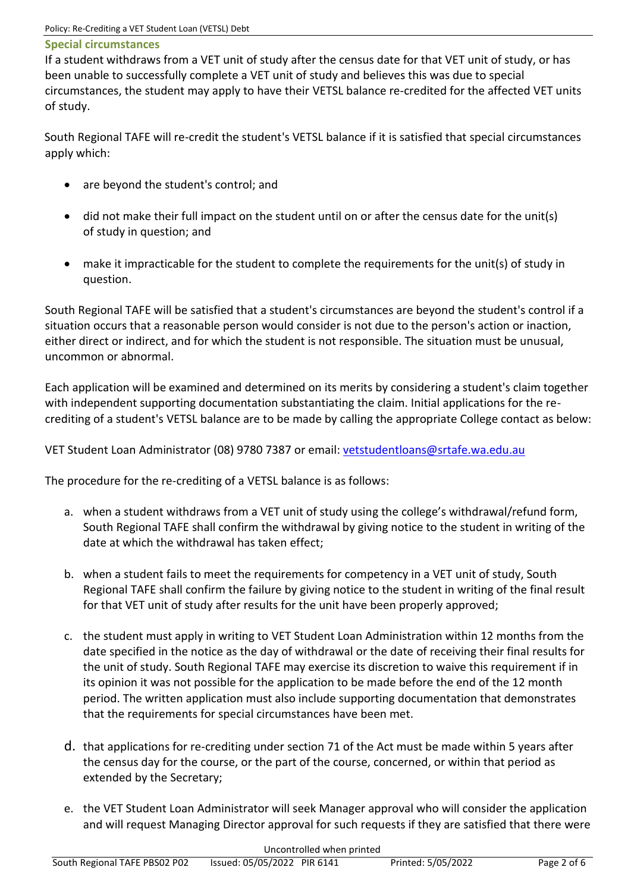### Special circumstances

If a student withdraws from a VET unit of study after the census date for that VET unit of study, or has been unable to successfully complete a VET unit of study and believes this was due to special circumstances, the student may apply to have their VETSL balance re-credited for the affected VET units of study.

South Regional TAFE will re-credit the student's VETSL balance if it is satisfied that special circumstances apply which:

- are beyond the student's control; and
- did not make their full impact on the student until on or after the census date for the unit(s) of study in question; and
- make it impracticable for the student to complete the requirements for the unit(s) of study in question.

South Regional TAFE will be satisfied that a student's circumstances are beyond the student's control if a situation occurs that a reasonable person would consider is not due to the person's action or inaction, either direct or indirect, and for which the student is not responsible. The situation must be unusual, uncommon or abnormal.

Each application will be examined and determined on its merits by considering a student's claim together with independent supporting documentation substantiating the claim. Initial applications for the re-crediting of a student's VETSL balance are to be made by calling the appropriate College contact as below:

VET Student Loan Administrator (08) 9780 7387 or email: [vetstudentloans@srtafe.wa.edu.au](mailto:vetstudentloans@srtafe.wa.edu.au)

The procedure for the re-crediting of a VETSL balance is as follows:

a. when a student withdraws from a VET unit of study using the college's withdrawal/refund form, South Regional TAFE shall confirm the withdrawal by giving notice to the student in writing of the date at which the withdrawal has taken effect;

b. when a student fails to meet the requirements for competency in a VET unit of study, South Regional TAFE shall confirm the failure by giving notice to the student in writing of the final result for that VET unit of study after results for the unit have been properly approved;

c. the student must apply in writing to VET Student Loan Administration within 12 months from the date specified in the notice as the day of withdrawal or the date of receiving their final results for the unit of study. South Regional TAFE may exercise its discretion to waive this requirement if in its opinion it was not possible for the application to be made before the end of the 12 month period. The written application must also include supporting documentation that demonstrates that the requirements for special circumstances have been met.

d. that applications for re-crediting under section 71 of the Act must be made within 5 years after the census day for the course, or the part of the course, concerned, or within that period as extended by the Secretary;

e. the VET Student Loan Administrator will seek Manager approval who will consider the application and will request Managing Director approval for such requests if they are satisfied that there were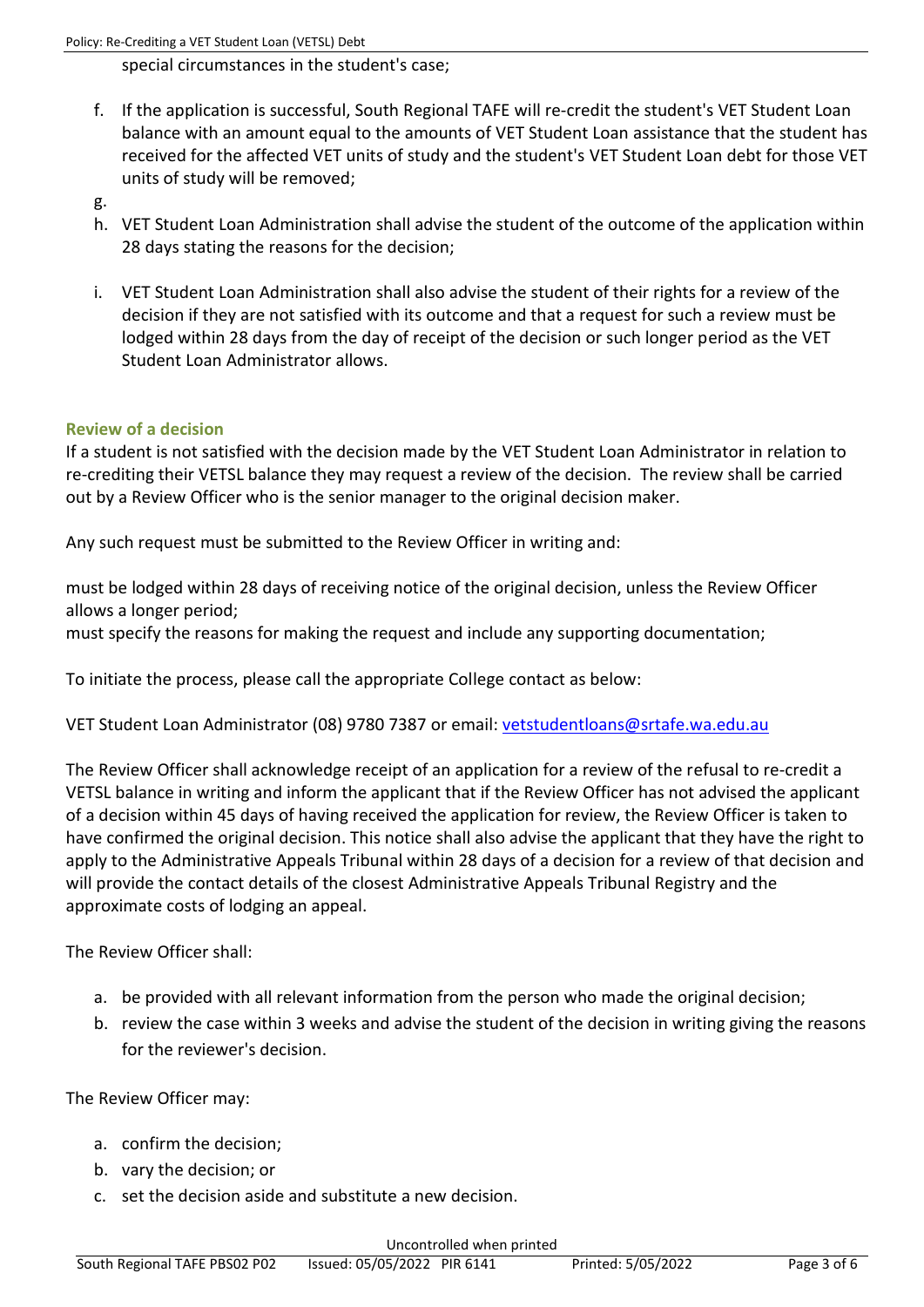special circumstances in the student's case;

f. If the application is successful, South Regional TAFE will re-credit the student's VET Student Loan balance with an amount equal to the amounts of VET Student Loan assistance that the student has received for the affected VET units of study and the student's VET Student Loan debt for those VET units of study will be removed;
g.
h. VET Student Loan Administration shall advise the student of the outcome of the application within 28 days stating the reasons for the decision;
i. VET Student Loan Administration shall also advise the student of their rights for a review of the decision if they are not satisfied with its outcome and that a request for such a review must be lodged within 28 days from the day of receipt of the decision or such longer period as the VET Student Loan Administrator allows.

### Review of a decision

If a student is not satisfied with the decision made by the VET Student Loan Administrator in relation to re-crediting their VETSL balance they may request a review of the decision. The review shall be carried out by a Review Officer who is the senior manager to the original decision maker.

Any such request must be submitted to the Review Officer in writing and:

must be lodged within 28 days of receiving notice of the original decision, unless the Review Officer allows a longer period;
must specify the reasons for making the request and include any supporting documentation;

To initiate the process, please call the appropriate College contact as below:

VET Student Loan Administrator (08) 9780 7387 or email: vetstudentloans@srtafe.wa.edu.au

The Review Officer shall acknowledge receipt of an application for a review of the refusal to re-credit a VETSL balance in writing and inform the applicant that if the Review Officer has not advised the applicant of a decision within 45 days of having received the application for review, the Review Officer is taken to have confirmed the original decision. This notice shall also advise the applicant that they have the right to apply to the Administrative Appeals Tribunal within 28 days of a decision for a review of that decision and will provide the contact details of the closest Administrative Appeals Tribunal Registry and the approximate costs of lodging an appeal.

The Review Officer shall:

a. be provided with all relevant information from the person who made the original decision;
b. review the case within 3 weeks and advise the student of the decision in writing giving the reasons for the reviewer's decision.

The Review Officer may:

a. confirm the decision;
b. vary the decision; or
c. set the decision aside and substitute a new decision.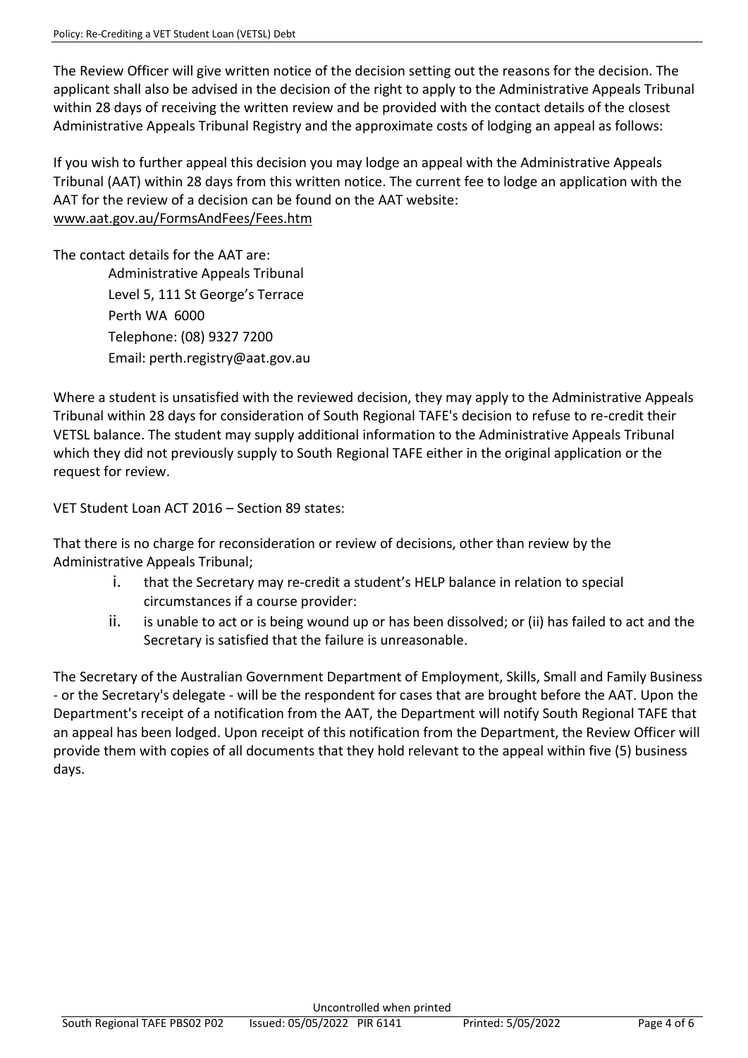The Review Officer will give written notice of the decision setting out the reasons for the decision. The applicant shall also be advised in the decision of the right to apply to the Administrative Appeals Tribunal within 28 days of receiving the written review and be provided with the contact details of the closest Administrative Appeals Tribunal Registry and the approximate costs of lodging an appeal as follows:

If you wish to further appeal this decision you may lodge an appeal with the Administrative Appeals Tribunal (AAT) within 28 days from this written notice. The current fee to lodge an application with the AAT for the review of a decision can be found on the AAT website: www.aat.gov.au/FormsAndFees/Fees.htm

The contact details for the AAT are:

> Administrative Appeals Tribunal
> Level 5, 111 St George's Terrace
> Perth WA 6000
> Telephone: (08) 9327 7200
> Email: perth.registry@aat.gov.au

Where a student is unsatisfied with the reviewed decision, they may apply to the Administrative Appeals Tribunal within 28 days for consideration of South Regional TAFE's decision to refuse to re-credit their VETSL balance. The student may supply additional information to the Administrative Appeals Tribunal which they did not previously supply to South Regional TAFE either in the original application or the request for review.

VET Student Loan ACT 2016 – Section 89 states:

That there is no charge for reconsideration or review of decisions, other than review by the Administrative Appeals Tribunal;

i. that the Secretary may re-credit a student's HELP balance in relation to special circumstances if a course provider:
ii. is unable to act or is being wound up or has been dissolved; or (ii) has failed to act and the Secretary is satisfied that the failure is unreasonable.

The Secretary of the Australian Government Department of Employment, Skills, Small and Family Business - or the Secretary's delegate - will be the respondent for cases that are brought before the AAT. Upon the Department's receipt of a notification from the AAT, the Department will notify South Regional TAFE that an appeal has been lodged. Upon receipt of this notification from the Department, the Review Officer will provide them with copies of all documents that they hold relevant to the appeal within five (5) business days.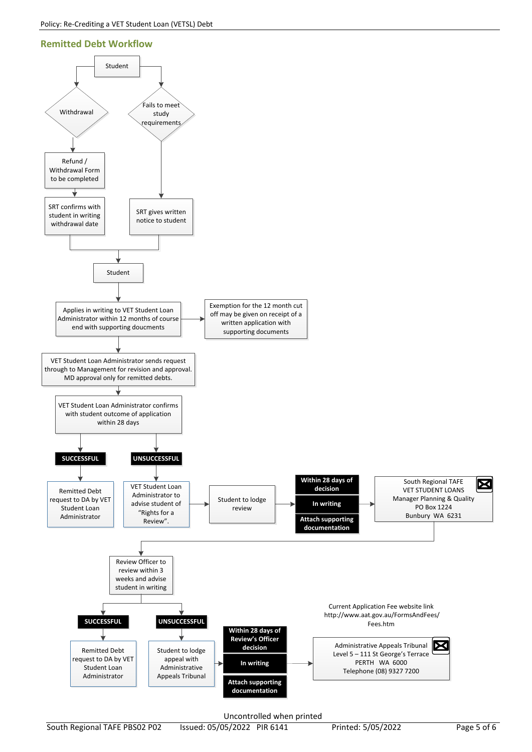## Remitted Debt Workflow

Student

Withdrawal

Fails to meet study requirements

Refund / Withdrawal Form to be completed

SRT confirms with student in writing withdrawal date

SRT gives written notice to student

Student

Applies in writing to VET Student Loan Administrator within 12 months of course end with supporting doucments

Exemption for the 12 month cut off may be given on receipt of a written application with supporting documents

VET Student Loan Administrator sends request through to Management for revision and approval. MD approval only for remitted debts.

VET Student Loan Administrator confirms with student outcome of application within 28 days

**SUCCESSFUL**

Remitted Debt request to DA by VET Student Loan Administrator

**UNSUCCESSFUL**

VET Student Loan Administrator to advise student of "Rights for a Review".

Student to lodge review

**Within 28 days of decision**

**In writing**

**Attach supporting documentation**

South Regional TAFE
VET STUDENT LOANS
Manager Planning & Quality
PO Box 1224
Bunbury WA 6231

Review Officer to review within 3 weeks and advise student in writing

**SUCCESSFUL**

Remitted Debt request to DA by VET Student Loan Administrator

**UNSUCCESSFUL**

Student to lodge appeal with Administrative Appeals Tribunal

**Within 28 days of Review's Officer decision**

**In writing**

**Attach supporting documentation**

Current Application Fee website link
http://www.aat.gov.au/FormsAndFees/Fees.htm

Administrative Appeals Tribunal
Level 5 – 111 St George's Terrace
PERTH WA 6000
Telephone (08) 9327 7200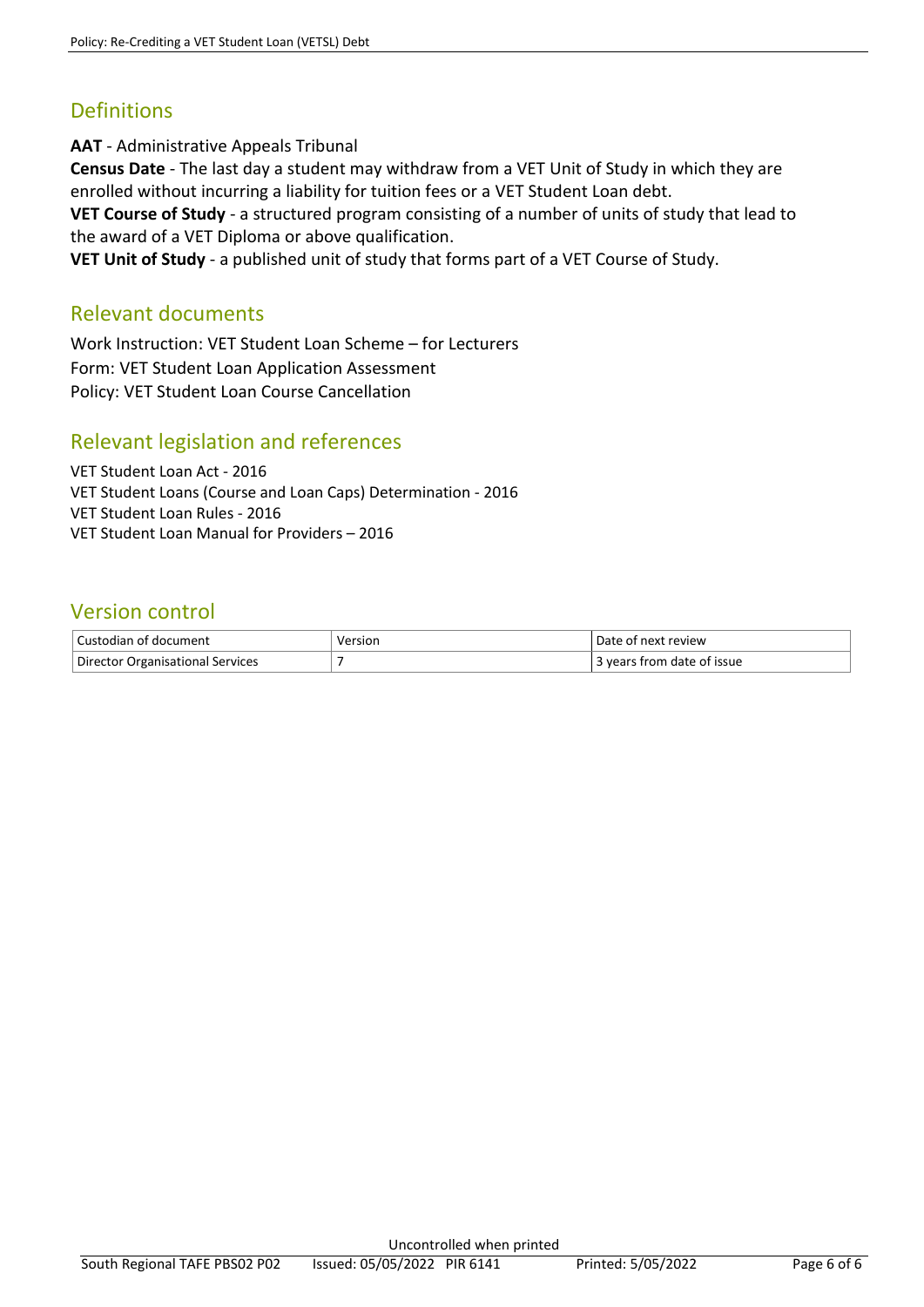## Definitions

**AAT** - Administrative Appeals Tribunal
**Census Date** - The last day a student may withdraw from a VET Unit of Study in which they are enrolled without incurring a liability for tuition fees or a VET Student Loan debt.
**VET Course of Study** - a structured program consisting of a number of units of study that lead to the award of a VET Diploma or above qualification.
**VET Unit of Study** - a published unit of study that forms part of a VET Course of Study.

## Relevant documents

Work Instruction: VET Student Loan Scheme – for Lecturers
Form: VET Student Loan Application Assessment
Policy: VET Student Loan Course Cancellation

## Relevant legislation and references

VET Student Loan Act - 2016
VET Student Loans (Course and Loan Caps) Determination - 2016
VET Student Loan Rules - 2016
VET Student Loan Manual for Providers – 2016

## Version control

| Custodian of document | Version | Date of next review |
|---|---|---|
| Director Organisational Services | 7 | 3 years from date of issue |

Uncontrolled when printed

South Regional TAFE PBS02 P02 Issued: 05/05/2022 PIR 6141 Printed: 5/05/2022